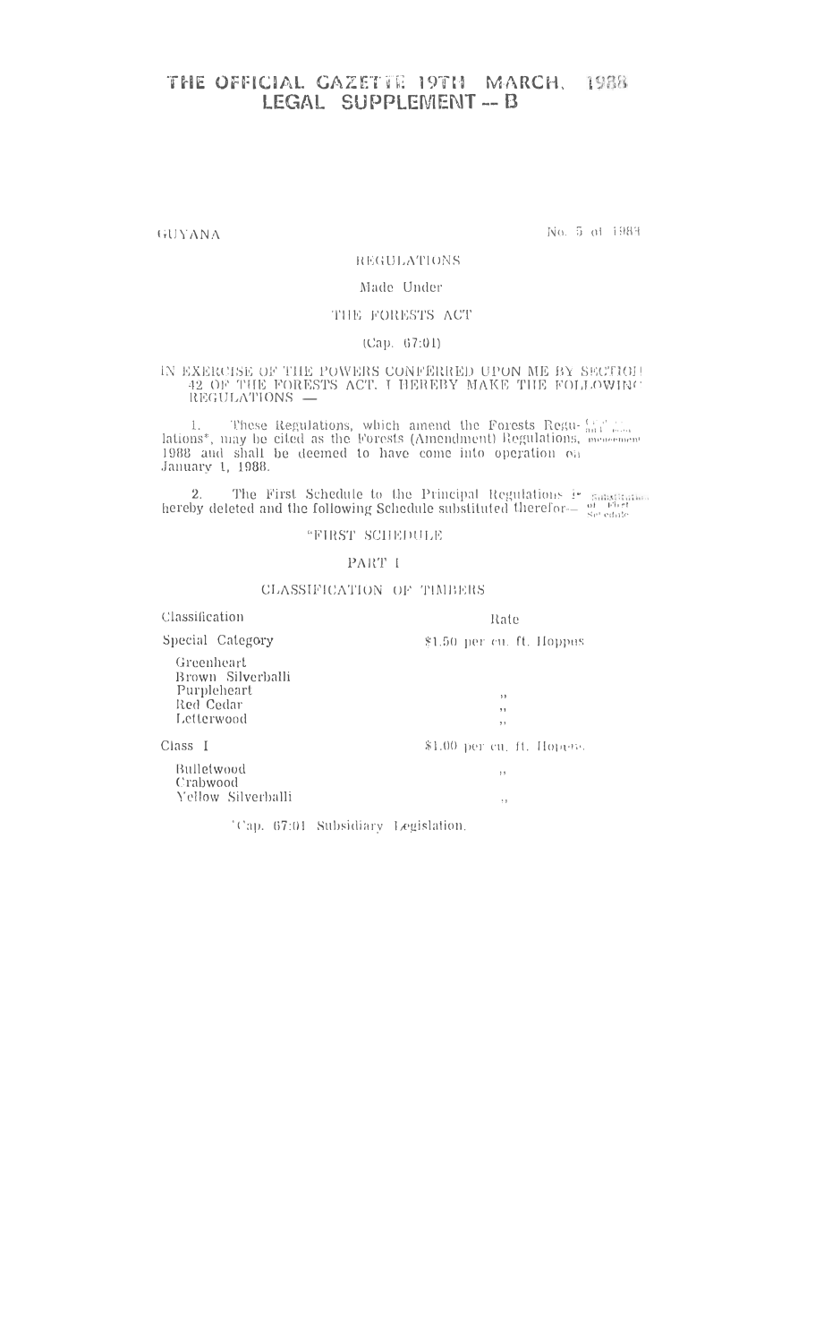# THE OFFICIAL GAZETTE 19TH MARCH, 1988
## LEGAL SUPPLEMENT — B

GUYANA

No. 5 of 1988

REGULATIONS

Made Under

THE FORESTS ACT

(Cap. 67:01)

IN EXERCISE OF THE POWERS CONFERRED UPON ME BY SECTION 42 OF THE FORESTS ACT, I HEREBY MAKE THE FOLLOWING REGULATIONS —

1. These Regulations, which amend the Forests Regulations*, may be cited as the Forests (Amendment) Regulations, 1988 and shall be deemed to have come into operation on January 1, 1988.

2. The First Schedule to the Principal Regulations is hereby deleted and the following Schedule substituted therefor— Substitution of First Schedule

"FIRST SCHEDULE

PART I

CLASSIFICATION OF TIMBERS

| Classification | Rate |
|---|---|
| Special Category | $1.50 per cu. ft. Hoppus |
| Greenheart | |
| Brown Silverballi | |
| Purpleheart | " |
| Red Cedar | " |
| Letterwood | " |
| Class I | $1.00 per cu. ft. Hoppus. |
| Bulletwood | " |
| Crabwood | |
| Yellow Silverballi | " |

*Cap. 67:01 Subsidiary Legislation.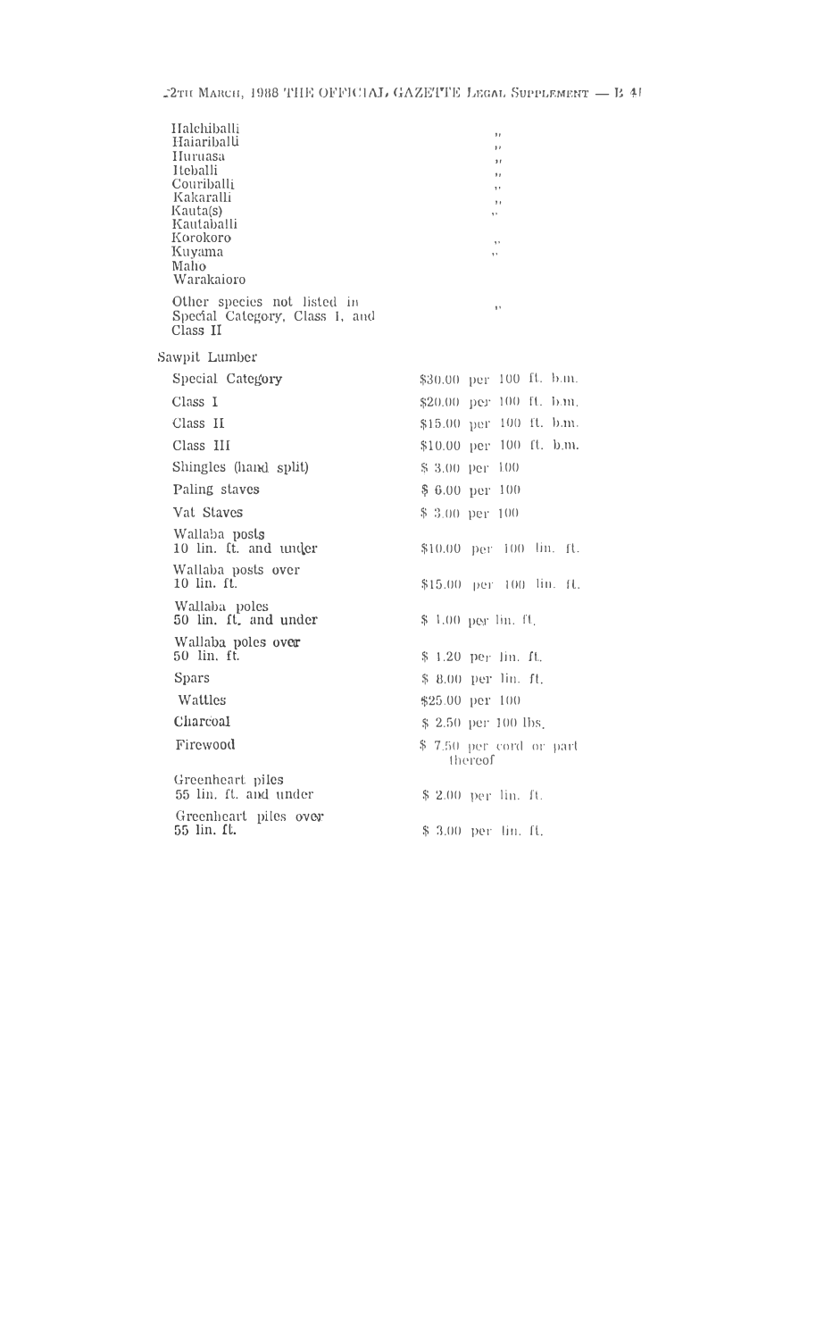| | |
|---|---|
| Halchiballi | " |
| Haiariballi | " |
| Huruasa | " |
| Iteballi | " |
| Couriballi | " |
| Kakaralli | " |
| Kauta(s) | " |
| Kautaballi | |
| Korokoro | " |
| Kuyama | " |
| Maho | |
| Warakaioro | |
| Other species not listed in Special Category, Class I, and Class II | " |

Sawpit Lumber

| | |
|---|---|
| Special Category | $30.00 per 100 ft. b.m. |
| Class I | $20.00 per 100 ft. b.m. |
| Class II | $15.00 per 100 ft. b.m. |
| Class III | $10.00 per 100 ft. b.m. |
| Shingles (hand split) | $ 3.00 per 100 |
| Paling staves | $ 6.00 per 100 |
| Vat Staves | $ 3.00 per 100 |
| Wallaba posts 10 lin. ft. and under | $10.00 per 100 lin. ft. |
| Wallaba posts over 10 lin. ft. | $15.00 per 100 lin. ft. |
| Wallaba poles 50 lin. ft. and under | $ 1.00 per lin. ft. |
| Wallaba poles over 50 lin. ft. | $ 1.20 per lin. ft. |
| Spars | $ 8.00 per lin. ft. |
| Wattles | $25.00 per 100 |
| Charcoal | $ 2.50 per 100 lbs. |
| Firewood | $ 7.50 per cord or part thereof |
| Greenheart piles 55 lin. ft. and under | $ 2.00 per lin. ft. |
| Greenheart piles over 55 lin. ft. | $ 3.00 per lin. ft. |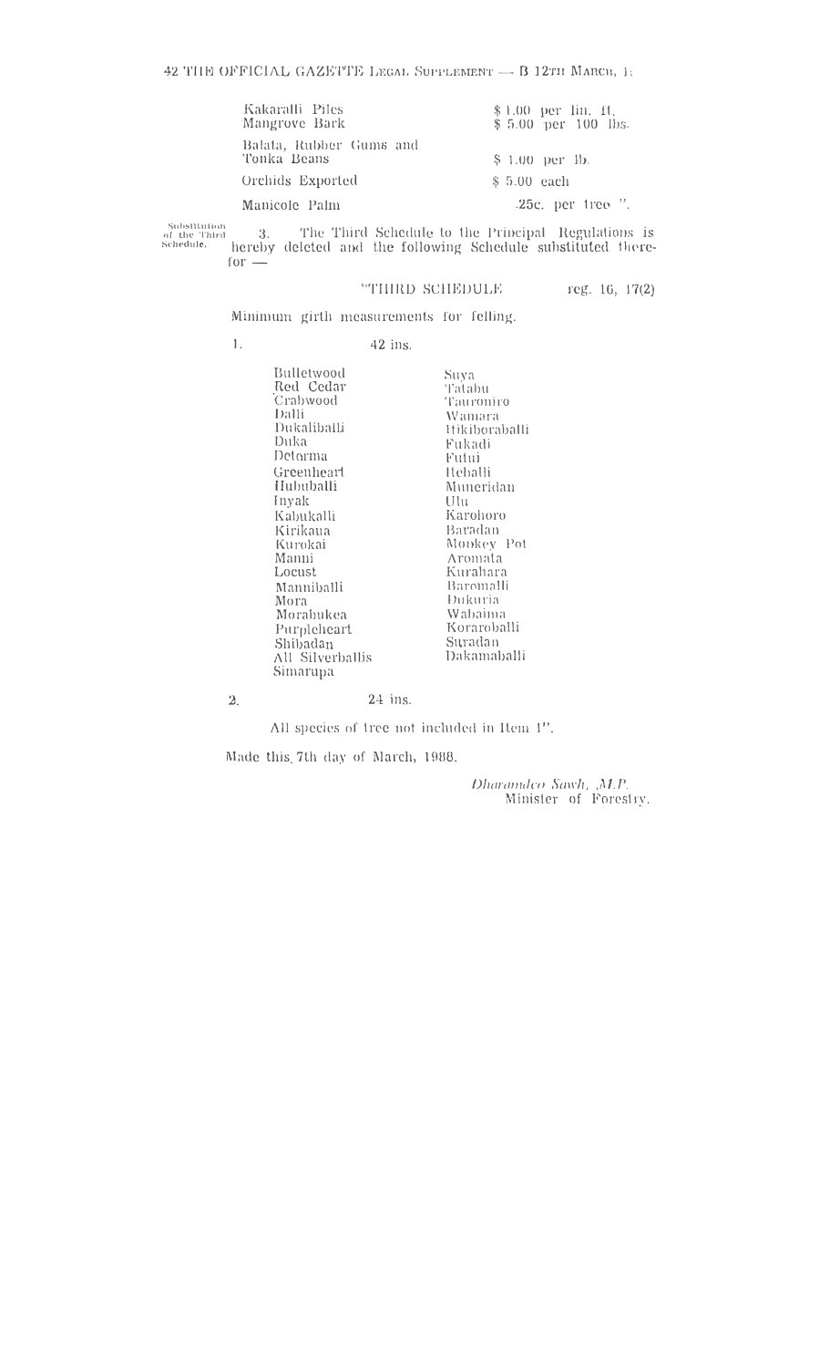| | |
|---|---|
| Kakaralli Piles | $ 1.00 per lin. ft. |
| Mangrove Bark | $ 5.00 per 100 lbs. |
| Balata, Rubber Gums and Tonka Beans | $ 1.00 per lb. |
| Orchids Exported | $ 5.00 each |
| Manicole Palm | .25c. per tree ". |

Substitution of the Third Schedule.

3. The Third Schedule to the Principal Regulations is hereby deleted and the following Schedule substituted therefor —

"THIRD SCHEDULE reg. 16, 17(2)

Minimum girth measurements for felling.

1. 42 ins.

| | |
|---|---|
| Bulletwood | Suya |
| Red Cedar | Tatabu |
| Crabwood | Tauroniro |
| Dalli | Wamara |
| Dukaliballi | Itikiboraballi |
| Duka | Fukadi |
| Determa | Futui |
| Greenheart | Iteballi |
| Hububalli | Muneridan |
| Inyak | Ulu |
| Kabukalli | Karohoro |
| Kirikaua | Baradan |
| Kurokai | Monkey Pot |
| Manni | Aromata |
| Locust | Kurahara |
| Manniballi | Baromalli |
| Mora | Dukuria |
| Morabukea | Wabaima |
| Purpleheart | Koraroballi |
| Shibadan | Suradan |
| All Silverballis | Dakamaballi |
| Simarupa | |

2. 24 ins.

All species of tree not included in Item 1".

Made this 7th day of March, 1988.

*Dharamdeo Sawh, M.P.*
Minister of Forestry.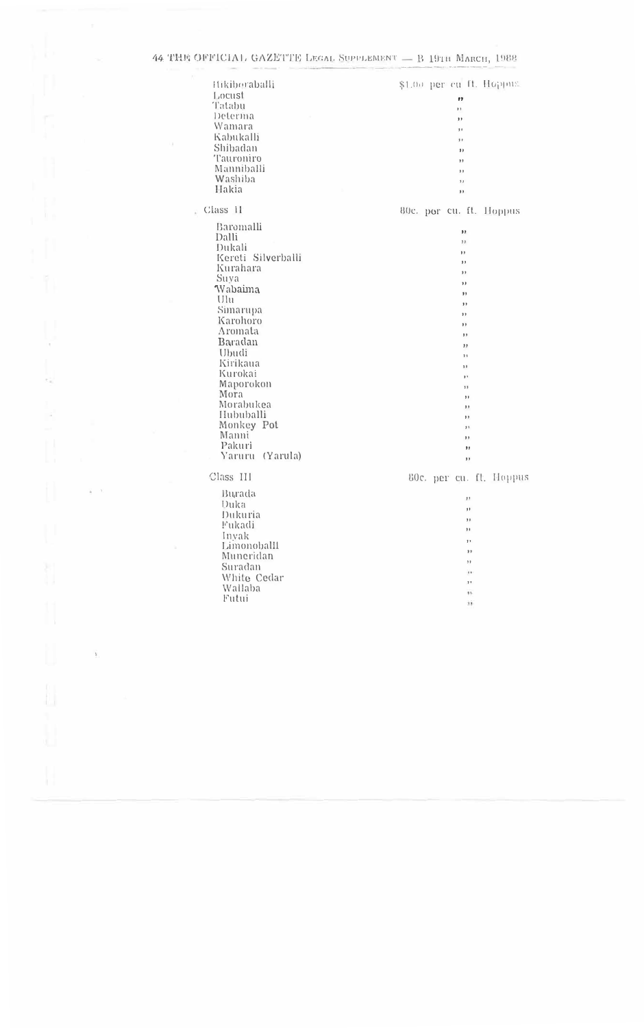| | |
|---|---|
| Hikiboraballi | $1.00 per cu ft. Hoppus |
| Locust | " |
| Tatabu | " |
| Determa | " |
| Wamara | " |
| Kabukalli | " |
| Shibadan | " |
| Tauroniro | " |
| Manniballi | " |
| Washiba | " |
| Hakia | " |
| **Class II** | 80c. per cu. ft. Hoppus |
| Baromalli | " |
| Dalli | " |
| Dukali | " |
| Kereti Silverballi | " |
| Kurahara | " |
| Suya | " |
| Wabaima | " |
| Ulu | " |
| Simarupa | " |
| Karohoro | " |
| Aromata | " |
| Baradan | " |
| Ubudi | " |
| Kirikaua | " |
| Kurokai | " |
| Maporokon | " |
| Mora | " |
| Morabukea | " |
| Hububalli | " |
| Monkey Pot | " |
| Manni | " |
| Pakuri | " |
| Yaruru (Yarula) | " |
| **Class III** | 80c. per cu. ft. Hoppus |
| Burada | " |
| Duka | " |
| Dukuria | " |
| Fukadi | " |
| Inyak | " |
| Limonoballi | " |
| Muneridan | " |
| Suradan | " |
| White Cedar | " |
| Wallaba | " |
| Futui | " |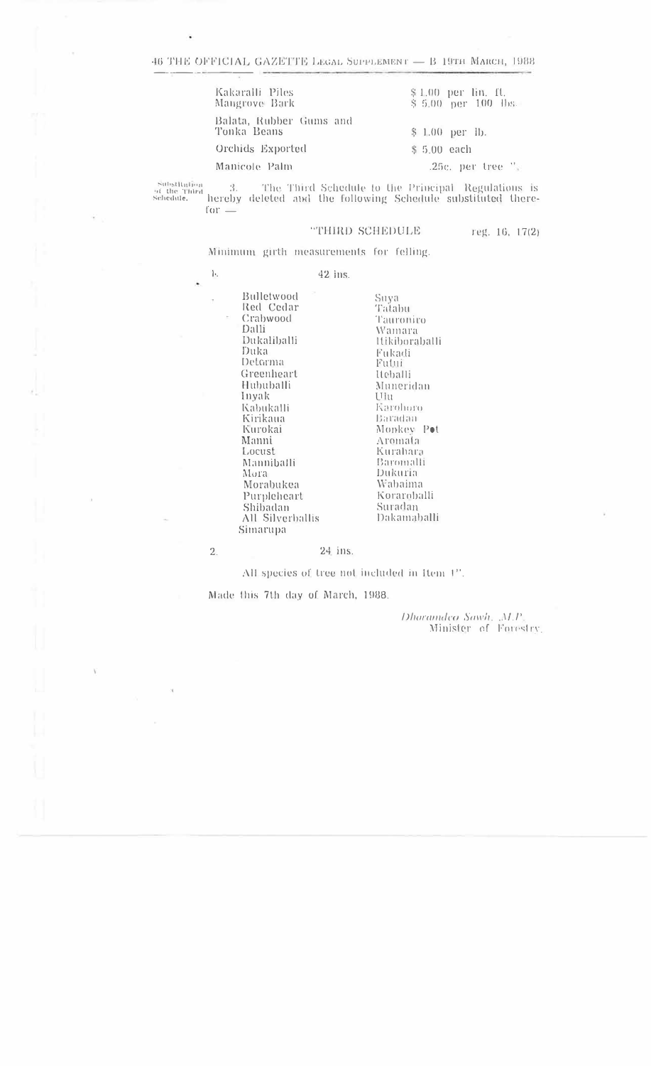| | |
|---|---|
| Kakaralli Piles | $ 1.00 per lin. ft. |
| Mangrove Bark | $ 5.00 per 100 lbs. |
| Balata, Rubber Gums and Tonka Beans | $ 1.00 per lb. |
| Orchids Exported | $ 5.00 each |
| Manicole Palm | .25c. per tree ". |

Substitution of the Third Schedule.

3. The Third Schedule to the Principal Regulations is hereby deleted and the following Schedule substituted therefor —

"THIRD SCHEDULE reg. 16, 17(2)

Minimum girth measurements for felling.

1. 42 ins.

| | |
|---|---|
| Bulletwood | Suya |
| Red Cedar | Tatabu |
| Crabwood | Tauroniro |
| Dalli | Wamara |
| Dukaliballi | Itikiboraballi |
| Duka | Fukadi |
| Determa | Futui |
| Greenheart | Iteballi |
| Hububalli | Muneridan |
| Inyak | Ulu |
| Kabukalli | Karohoro |
| Kirikaua | Baradan |
| Kurokai | Monkey Pot |
| Manni | Aromata |
| Locust | Kurabara |
| Manniballi | Baromalli |
| Mora | Dukuria |
| Morabukea | Wabaima |
| Purpleheart | Koraroballi |
| Shibadan | Suradan |
| All Silverballis | Dakamaballi |
| Simarupa | |

2. 24 ins.

All species of tree not included in Item 1".

Made this 7th day of March, 1988.

*Dharamdeo Sawh, M.P.,*
Minister of Forestry.